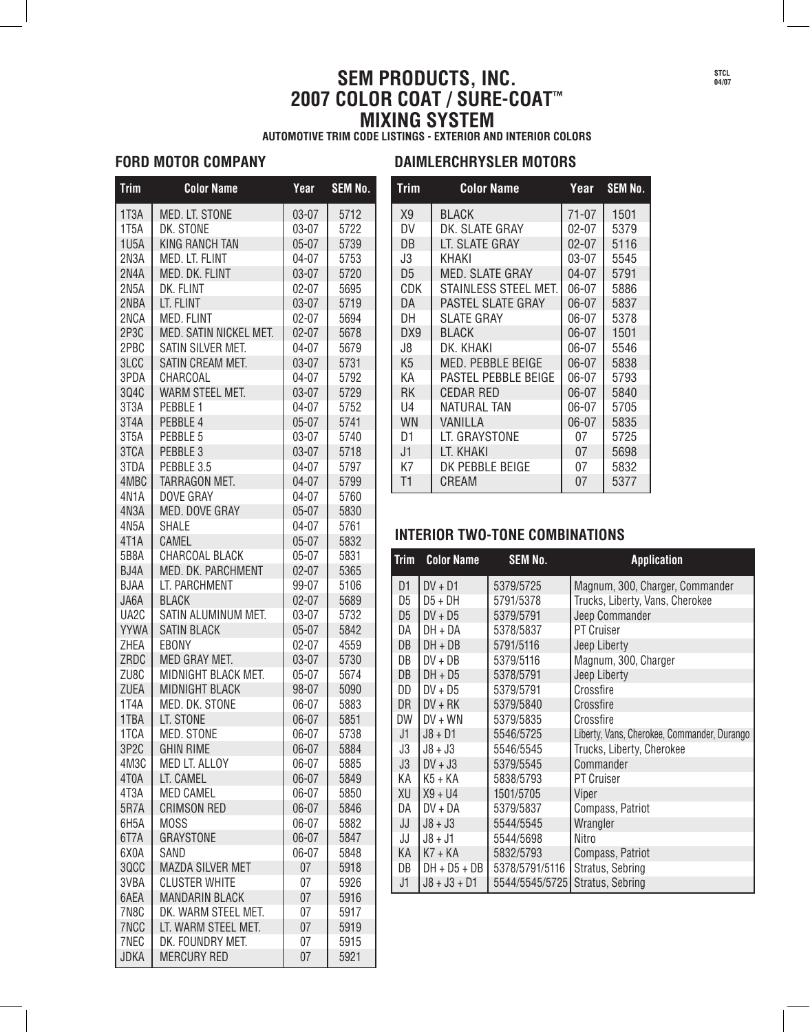# SEM PRODUCTS, INC.
# 2007 COLOR COAT / SURE-COAT™ MIXING SYSTEM

**AUTOMOTIVE TRIM CODE LISTINGS - EXTERIOR AND INTERIOR COLORS**

STCL 04/07

## FORD MOTOR COMPANY

| Trim | Color Name | Year | SEM No. |
|---|---|---|---|
| 1T3A | MED. LT. STONE | 03-07 | 5712 |
| 1T5A | DK. STONE | 03-07 | 5722 |
| 1U5A | KING RANCH TAN | 05-07 | 5739 |
| 2N3A | MED. LT. FLINT | 04-07 | 5753 |
| 2N4A | MED. DK. FLINT | 03-07 | 5720 |
| 2N5A | DK. FLINT | 02-07 | 5695 |
| 2NBA | LT. FLINT | 03-07 | 5719 |
| 2NCA | MED. FLINT | 02-07 | 5694 |
| 2P3C | MED. SATIN NICKEL MET. | 02-07 | 5678 |
| 2PBC | SATIN SILVER MET. | 04-07 | 5679 |
| 3LCC | SATIN CREAM MET. | 03-07 | 5731 |
| 3PDA | CHARCOAL | 04-07 | 5792 |
| 3Q4C | WARM STEEL MET. | 03-07 | 5729 |
| 3T3A | PEBBLE 1 | 04-07 | 5752 |
| 3T4A | PEBBLE 4 | 05-07 | 5741 |
| 3T5A | PEBBLE 5 | 03-07 | 5740 |
| 3TCA | PEBBLE 3 | 03-07 | 5718 |
| 3TDA | PEBBLE 3.5 | 04-07 | 5797 |
| 4MBC | TARRAGON MET. | 04-07 | 5799 |
| 4N1A | DOVE GRAY | 04-07 | 5760 |
| 4N3A | MED. DOVE GRAY | 05-07 | 5830 |
| 4N5A | SHALE | 04-07 | 5761 |
| 4T1A | CAMEL | 05-07 | 5832 |
| 5B8A | CHARCOAL BLACK | 05-07 | 5831 |
| BJ4A | MED. DK. PARCHMENT | 02-07 | 5365 |
| BJAA | LT. PARCHMENT | 99-07 | 5106 |
| JA6A | BLACK | 02-07 | 5689 |
| UA2C | SATIN ALUMINUM MET. | 03-07 | 5732 |
| YYWA | SATIN BLACK | 05-07 | 5842 |
| ZHEA | EBONY | 02-07 | 4559 |
| ZRDC | MED GRAY MET. | 03-07 | 5730 |
| ZU8C | MIDNIGHT BLACK MET. | 05-07 | 5674 |
| ZUEA | MIDNIGHT BLACK | 98-07 | 5090 |
| 1T4A | MED. DK. STONE | 06-07 | 5883 |
| 1TBA | LT. STONE | 06-07 | 5851 |
| 1TCA | MED. STONE | 06-07 | 5738 |
| 3P2C | GHIN RIME | 06-07 | 5884 |
| 4M3C | MED LT. ALLOY | 06-07 | 5885 |
| 4T0A | LT. CAMEL | 06-07 | 5849 |
| 4T3A | MED CAMEL | 06-07 | 5850 |
| 5R7A | CRIMSON RED | 06-07 | 5846 |
| 6H5A | MOSS | 06-07 | 5882 |
| 6T7A | GRAYSTONE | 06-07 | 5847 |
| 6X0A | SAND | 06-07 | 5848 |
| 3QCC | MAZDA SILVER MET | 07 | 5918 |
| 3VBA | CLUSTER WHITE | 07 | 5926 |
| 6AEA | MANDARIN BLACK | 07 | 5916 |
| 7N8C | DK. WARM STEEL MET. | 07 | 5917 |
| 7NCC | LT. WARM STEEL MET. | 07 | 5919 |
| 7NEC | DK. FOUNDRY MET. | 07 | 5915 |
| JDKA | MERCURY RED | 07 | 5921 |

## DAIMLERCHRYSLER MOTORS

| Trim | Color Name | Year | SEM No. |
|---|---|---|---|
| X9 | BLACK | 71-07 | 1501 |
| DV | DK. SLATE GRAY | 02-07 | 5379 |
| DB | LT. SLATE GRAY | 02-07 | 5116 |
| J3 | KHAKI | 03-07 | 5545 |
| D5 | MED. SLATE GRAY | 04-07 | 5791 |
| CDK | STAINLESS STEEL MET. | 06-07 | 5886 |
| DA | PASTEL SLATE GRAY | 06-07 | 5837 |
| DH | SLATE GRAY | 06-07 | 5378 |
| DX9 | BLACK | 06-07 | 1501 |
| J8 | DK. KHAKI | 06-07 | 5546 |
| K5 | MED. PEBBLE BEIGE | 06-07 | 5838 |
| KA | PASTEL PEBBLE BEIGE | 06-07 | 5793 |
| RK | CEDAR RED | 06-07 | 5840 |
| U4 | NATURAL TAN | 06-07 | 5705 |
| WN | VANILLA | 06-07 | 5835 |
| D1 | LT. GRAYSTONE | 07 | 5725 |
| J1 | LT. KHAKI | 07 | 5698 |
| K7 | DK PEBBLE BEIGE | 07 | 5832 |
| T1 | CREAM | 07 | 5377 |

## INTERIOR TWO-TONE COMBINATIONS

| Trim | Color Name | SEM No. | Application |
|---|---|---|---|
| D1 | DV + D1 | 5379/5725 | Magnum, 300, Charger, Commander |
| D5 | D5 + DH | 5791/5378 | Trucks, Liberty, Vans, Cherokee |
| D5 | DV + D5 | 5379/5791 | Jeep Commander |
| DA | DH + DA | 5378/5837 | PT Cruiser |
| DB | DH + DB | 5791/5116 | Jeep Liberty |
| DB | DV + DB | 5379/5116 | Magnum, 300, Charger |
| DB | DH + D5 | 5378/5791 | Jeep Liberty |
| DD | DV + D5 | 5379/5791 | Crossfire |
| DR | DV + RK | 5379/5840 | Crossfire |
| DW | DV + WN | 5379/5835 | Crossfire |
| J1 | J8 + D1 | 5546/5725 | Liberty, Vans, Cherokee, Commander, Durango |
| J3 | J8 + J3 | 5546/5545 | Trucks, Liberty, Cherokee |
| J3 | DV + J3 | 5379/5545 | Commander |
| KA | K5 + KA | 5838/5793 | PT Cruiser |
| XU | X9 + U4 | 1501/5705 | Viper |
| DA | DV + DA | 5379/5837 | Compass, Patriot |
| JJ | J8 + J3 | 5544/5545 | Wrangler |
| JJ | J8 + J1 | 5544/5698 | Nitro |
| KA | K7 + KA | 5832/5793 | Compass, Patriot |
| DB | DH + D5 + DB | 5378/5791/5116 | Stratus, Sebring |
| J1 | J8 + J3 + D1 | 5544/5545/5725 | Stratus, Sebring |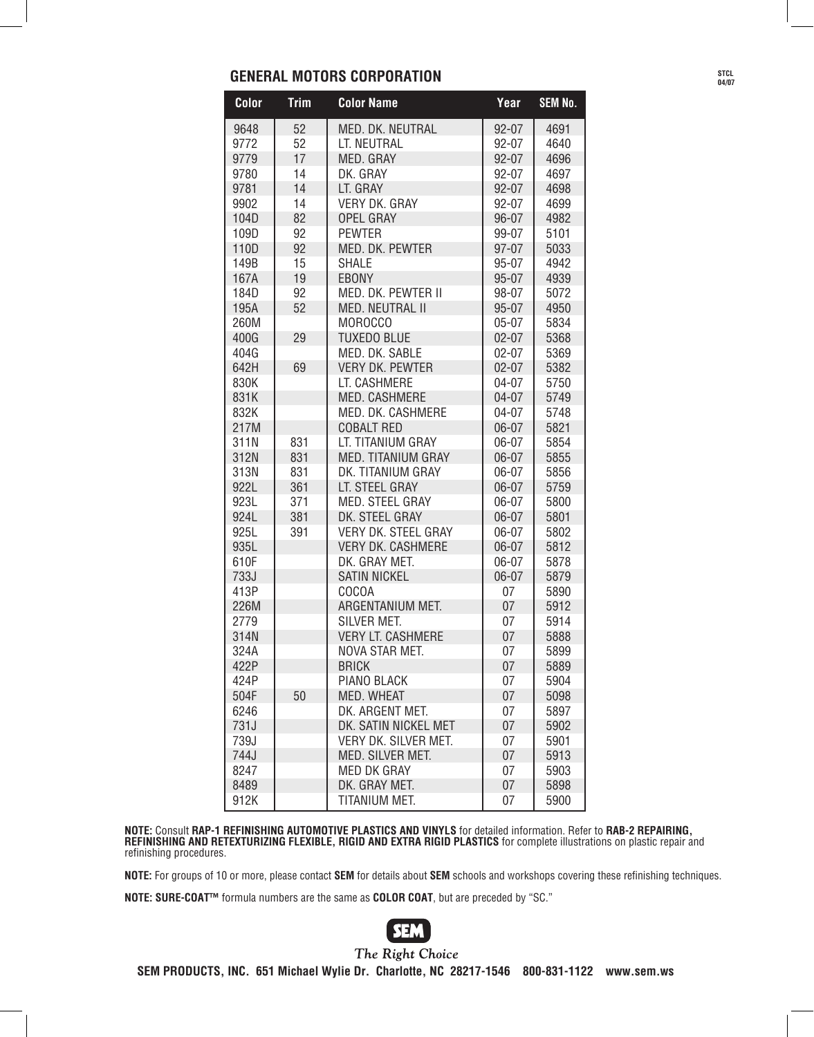## GENERAL MOTORS CORPORATION

STCL 04/07

| Color | Trim | Color Name | Year | SEM No. |
|---|---|---|---|---|
| 9648 | 52 | MED. DK. NEUTRAL | 92-07 | 4691 |
| 9772 | 52 | LT. NEUTRAL | 92-07 | 4640 |
| 9779 | 17 | MED. GRAY | 92-07 | 4696 |
| 9780 | 14 | DK. GRAY | 92-07 | 4697 |
| 9781 | 14 | LT. GRAY | 92-07 | 4698 |
| 9902 | 14 | VERY DK. GRAY | 92-07 | 4699 |
| 104D | 82 | OPEL GRAY | 96-07 | 4982 |
| 109D | 92 | PEWTER | 99-07 | 5101 |
| 110D | 92 | MED. DK. PEWTER | 97-07 | 5033 |
| 149B | 15 | SHALE | 95-07 | 4942 |
| 167A | 19 | EBONY | 95-07 | 4939 |
| 184D | 92 | MED. DK. PEWTER II | 98-07 | 5072 |
| 195A | 52 | MED. NEUTRAL II | 95-07 | 4950 |
| 260M | | MOROCCO | 05-07 | 5834 |
| 400G | 29 | TUXEDO BLUE | 02-07 | 5368 |
| 404G | | MED. DK. SABLE | 02-07 | 5369 |
| 642H | 69 | VERY DK. PEWTER | 02-07 | 5382 |
| 830K | | LT. CASHMERE | 04-07 | 5750 |
| 831K | | MED. CASHMERE | 04-07 | 5749 |
| 832K | | MED. DK. CASHMERE | 04-07 | 5748 |
| 217M | | COBALT RED | 06-07 | 5821 |
| 311N | 831 | LT. TITANIUM GRAY | 06-07 | 5854 |
| 312N | 831 | MED. TITANIUM GRAY | 06-07 | 5855 |
| 313N | 831 | DK. TITANIUM GRAY | 06-07 | 5856 |
| 922L | 361 | LT. STEEL GRAY | 06-07 | 5759 |
| 923L | 371 | MED. STEEL GRAY | 06-07 | 5800 |
| 924L | 381 | DK. STEEL GRAY | 06-07 | 5801 |
| 925L | 391 | VERY DK. STEEL GRAY | 06-07 | 5802 |
| 935L | | VERY DK. CASHMERE | 06-07 | 5812 |
| 610F | | DK. GRAY MET. | 06-07 | 5878 |
| 733J | | SATIN NICKEL | 06-07 | 5879 |
| 413P | | COCOA | 07 | 5890 |
| 226M | | ARGENTANIUM MET. | 07 | 5912 |
| 2779 | | SILVER MET. | 07 | 5914 |
| 314N | | VERY LT. CASHMERE | 07 | 5888 |
| 324A | | NOVA STAR MET. | 07 | 5899 |
| 422P | | BRICK | 07 | 5889 |
| 424P | | PIANO BLACK | 07 | 5904 |
| 504F | 50 | MED. WHEAT | 07 | 5098 |
| 6246 | | DK. ARGENT MET. | 07 | 5897 |
| 731J | | DK. SATIN NICKEL MET | 07 | 5902 |
| 739J | | VERY DK. SILVER MET. | 07 | 5901 |
| 744J | | MED. SILVER MET. | 07 | 5913 |
| 8247 | | MED DK GRAY | 07 | 5903 |
| 8489 | | DK. GRAY MET. | 07 | 5898 |
| 912K | | TITANIUM MET. | 07 | 5900 |

**NOTE:** Consult **RAP-1 REFINISHING AUTOMOTIVE PLASTICS AND VINYLS** for detailed information. Refer to **RAB-2 REPAIRING, REFINISHING AND RETEXTURIZING FLEXIBLE, RIGID AND EXTRA RIGID PLASTICS** for complete illustrations on plastic repair and refinishing procedures.

**NOTE:** For groups of 10 or more, please contact **SEM** for details about **SEM** schools and workshops covering these refinishing techniques.

**NOTE: SURE-COAT™** formula numbers are the same as **COLOR COAT**, but are preceded by "SC."

SEM

*The Right Choice*

**SEM PRODUCTS, INC. 651 Michael Wylie Dr. Charlotte, NC 28217-1546 800-831-1122 www.sem.ws**